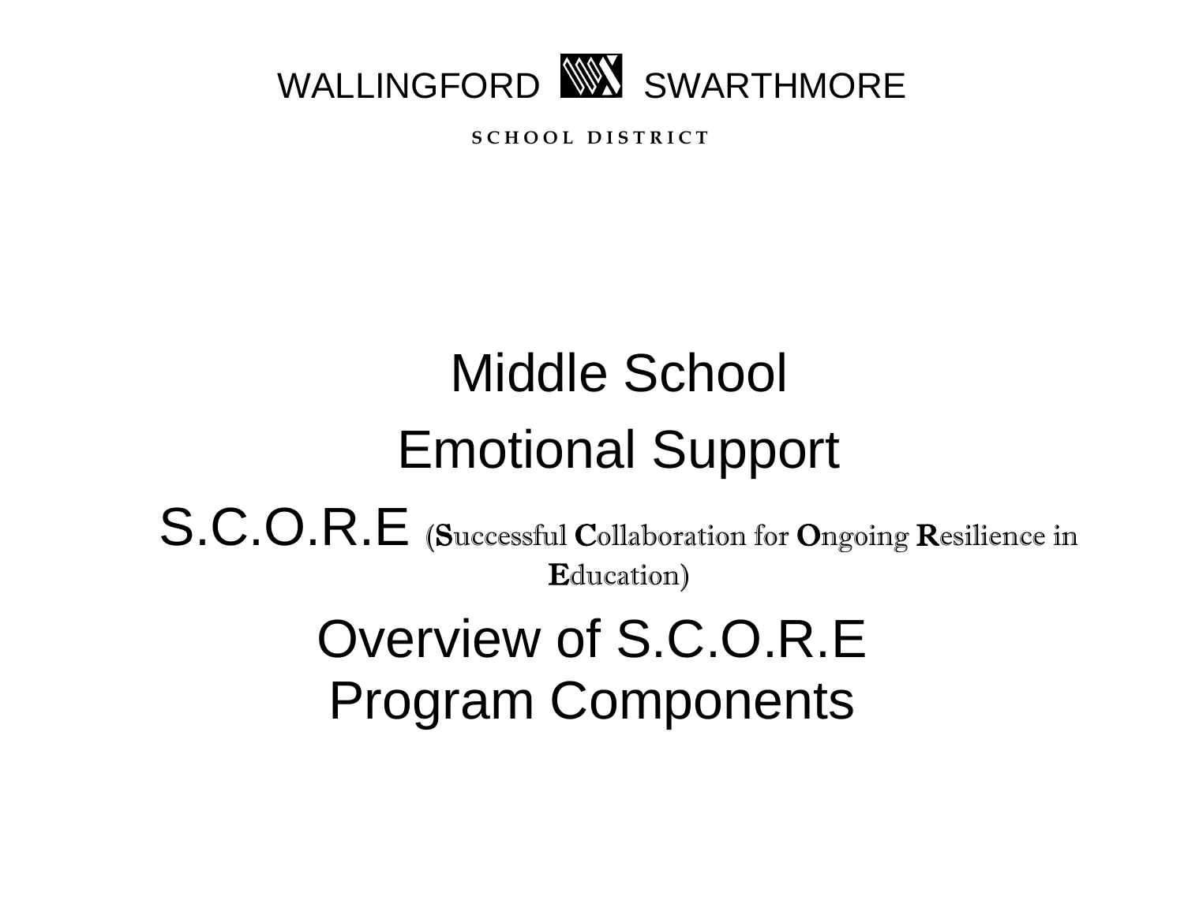WALLINGFORD SWARTHMORE

SCHOOL DISTRICT

# Middle School

# Emotional Support

# S.C.O.R.E (**S**uccessful **C**ollaboration for **O**ngoing **R**esilience in **E**ducation)

# Overview of S.C.O.R.E Program Components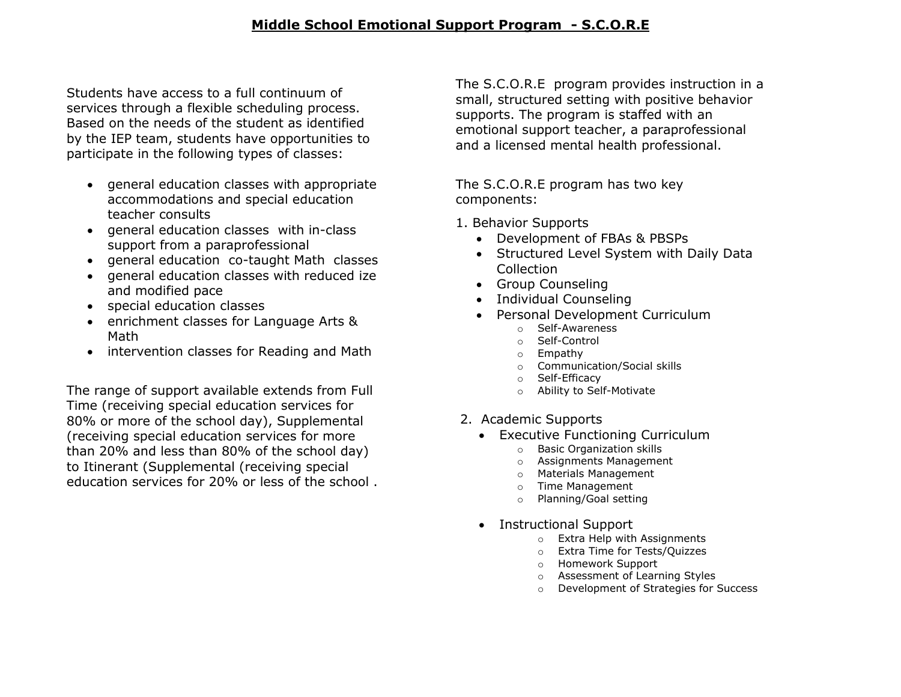# Middle School Emotional Support Program - S.C.O.R.E

Students have access to a full continuum of services through a flexible scheduling process. Based on the needs of the student as identified by the IEP team, students have opportunities to participate in the following types of classes:

- general education classes with appropriate accommodations and special education teacher consults
- general education classes with in-class support from a paraprofessional
- general education co-taught Math classes
- general education classes with reduced ize and modified pace
- special education classes
- enrichment classes for Language Arts & Math
- intervention classes for Reading and Math

The range of support available extends from Full Time (receiving special education services for 80% or more of the school day), Supplemental (receiving special education services for more than 20% and less than 80% of the school day) to Itinerant (Supplemental (receiving special education services for 20% or less of the school .

The S.C.O.R.E program provides instruction in a small, structured setting with positive behavior supports. The program is staffed with an emotional support teacher, a paraprofessional and a licensed mental health professional.

The S.C.O.R.E program has two key components:

1. Behavior Supports
   - Development of FBAs & PBSPs
   - Structured Level System with Daily Data Collection
   - Group Counseling
   - Individual Counseling
   - Personal Development Curriculum
     - Self-Awareness
     - Self-Control
     - Empathy
     - Communication/Social skills
     - Self-Efficacy
     - Ability to Self-Motivate

2. Academic Supports
   - Executive Functioning Curriculum
     - Basic Organization skills
     - Assignments Management
     - Materials Management
     - Time Management
     - Planning/Goal setting
   - Instructional Support
     - Extra Help with Assignments
     - Extra Time for Tests/Quizzes
     - Homework Support
     - Assessment of Learning Styles
     - Development of Strategies for Success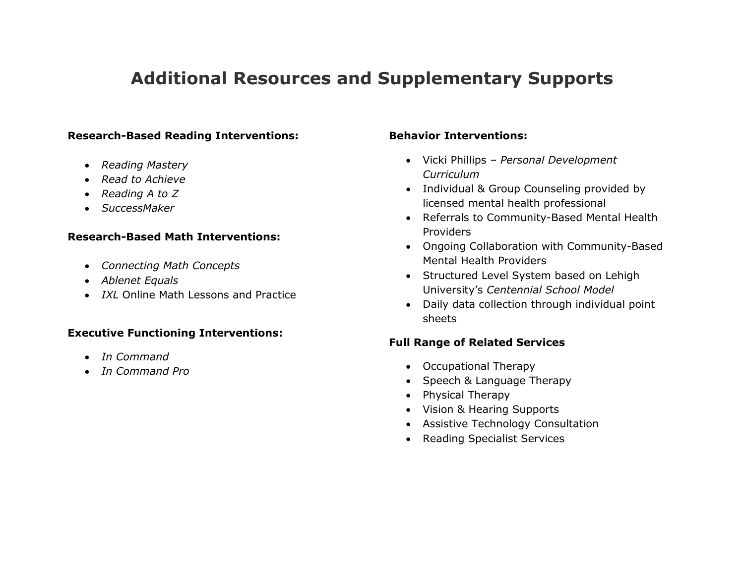# Additional Resources and Supplementary Supports

**Research-Based Reading Interventions:**

- *Reading Mastery*
- *Read to Achieve*
- *Reading A to Z*
- *SuccessMaker*

**Research-Based Math Interventions:**

- *Connecting Math Concepts*
- *Ablenet Equals*
- *IXL* Online Math Lessons and Practice

**Executive Functioning Interventions:**

- *In Command*
- *In Command Pro*

**Behavior Interventions:**

- Vicki Phillips – *Personal Development Curriculum*
- Individual & Group Counseling provided by licensed mental health professional
- Referrals to Community-Based Mental Health Providers
- Ongoing Collaboration with Community-Based Mental Health Providers
- Structured Level System based on Lehigh University's *Centennial School Model*
- Daily data collection through individual point sheets

**Full Range of Related Services**

- Occupational Therapy
- Speech & Language Therapy
- Physical Therapy
- Vision & Hearing Supports
- Assistive Technology Consultation
- Reading Specialist Services